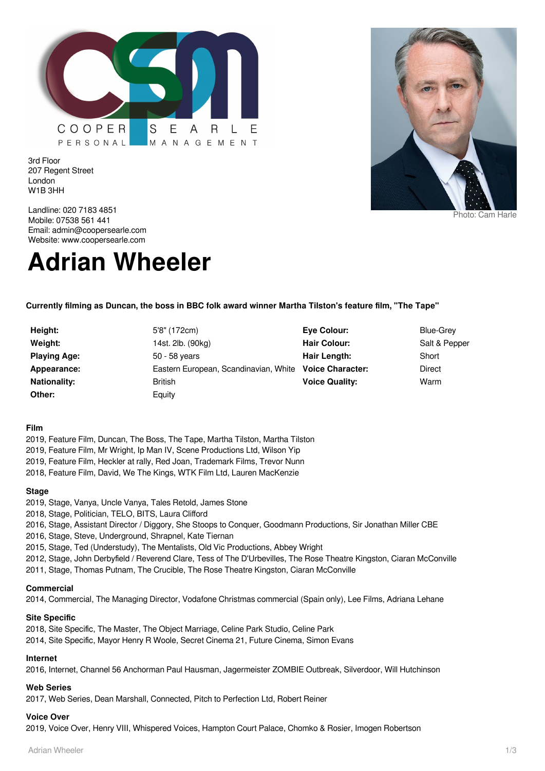COOPER SEARLE
PERSONAL MANAGEMENT

3rd Floor
207 Regent Street
London
W1B 3HH

Landline: 020 7183 4851
Mobile: 07538 561 441
Email: admin@coopersearle.com
Website: www.coopersearle.com

Photo: Cam Harle

# Adrian Wheeler

**Currently filming as Duncan, the boss in BBC folk award winner Martha Tilston's feature film, "The Tape"**

| | | | |
|---|---|---|---|
| **Height:** | 5'8" (172cm) | **Eye Colour:** | Blue-Grey |
| **Weight:** | 14st. 2lb. (90kg) | **Hair Colour:** | Salt & Pepper |
| **Playing Age:** | 50 - 58 years | **Hair Length:** | Short |
| **Appearance:** | Eastern European, Scandinavian, White | **Voice Character:** | Direct |
| **Nationality:** | British | **Voice Quality:** | Warm |
| **Other:** | Equity | | |

**Film**

2019, Feature Film, Duncan, The Boss, The Tape, Martha Tilston, Martha Tilston
2019, Feature Film, Mr Wright, Ip Man IV, Scene Productions Ltd, Wilson Yip
2019, Feature Film, Heckler at rally, Red Joan, Trademark Films, Trevor Nunn
2018, Feature Film, David, We The Kings, WTK Film Ltd, Lauren MacKenzie

**Stage**

2019, Stage, Vanya, Uncle Vanya, Tales Retold, James Stone
2018, Stage, Politician, TELO, BITS, Laura Clifford
2016, Stage, Assistant Director / Diggory, She Stoops to Conquer, Goodmann Productions, Sir Jonathan Miller CBE
2016, Stage, Steve, Underground, Shrapnel, Kate Tiernan
2015, Stage, Ted (Understudy), The Mentalists, Old Vic Productions, Abbey Wright
2012, Stage, John Derbyfield / Reverend Clare, Tess of The D'Urbevilles, The Rose Theatre Kingston, Ciaran McConville
2011, Stage, Thomas Putnam, The Crucible, The Rose Theatre Kingston, Ciaran McConville

**Commercial**

2014, Commercial, The Managing Director, Vodafone Christmas commercial (Spain only), Lee Films, Adriana Lehane

**Site Specific**

2018, Site Specific, The Master, The Object Marriage, Celine Park Studio, Celine Park
2014, Site Specific, Mayor Henry R Woole, Secret Cinema 21, Future Cinema, Simon Evans

**Internet**

2016, Internet, Channel 56 Anchorman Paul Hausman, Jagermeister ZOMBIE Outbreak, Silverdoor, Will Hutchinson

**Web Series**

2017, Web Series, Dean Marshall, Connected, Pitch to Perfection Ltd, Robert Reiner

**Voice Over**

2019, Voice Over, Henry VIII, Whispered Voices, Hampton Court Palace, Chomko & Rosier, Imogen Robertson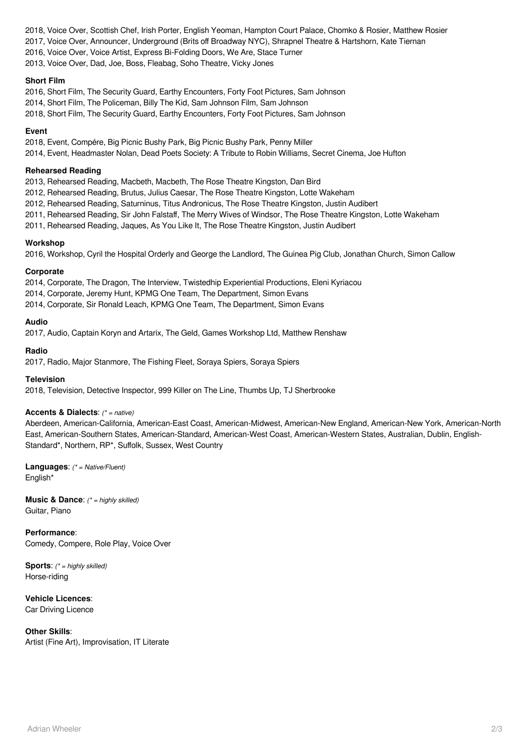2018, Voice Over, Scottish Chef, Irish Porter, English Yeoman, Hampton Court Palace, Chomko & Rosier, Matthew Rosier
2017, Voice Over, Announcer, Underground (Brits off Broadway NYC), Shrapnel Theatre & Hartshorn, Kate Tiernan
2016, Voice Over, Voice Artist, Express Bi-Folding Doors, We Are, Stace Turner
2013, Voice Over, Dad, Joe, Boss, Fleabag, Soho Theatre, Vicky Jones

**Short Film**

2016, Short Film, The Security Guard, Earthy Encounters, Forty Foot Pictures, Sam Johnson
2014, Short Film, The Policeman, Billy The Kid, Sam Johnson Film, Sam Johnson
2018, Short Film, The Security Guard, Earthy Encounters, Forty Foot Pictures, Sam Johnson

**Event**

2018, Event, Compére, Big Picnic Bushy Park, Big Picnic Bushy Park, Penny Miller
2014, Event, Headmaster Nolan, Dead Poets Society: A Tribute to Robin Williams, Secret Cinema, Joe Hufton

**Rehearsed Reading**

2013, Rehearsed Reading, Macbeth, Macbeth, The Rose Theatre Kingston, Dan Bird
2012, Rehearsed Reading, Brutus, Julius Caesar, The Rose Theatre Kingston, Lotte Wakeham
2012, Rehearsed Reading, Saturninus, Titus Andronicus, The Rose Theatre Kingston, Justin Audibert
2011, Rehearsed Reading, Sir John Falstaff, The Merry Wives of Windsor, The Rose Theatre Kingston, Lotte Wakeham
2011, Rehearsed Reading, Jaques, As You Like It, The Rose Theatre Kingston, Justin Audibert

**Workshop**

2016, Workshop, Cyril the Hospital Orderly and George the Landlord, The Guinea Pig Club, Jonathan Church, Simon Callow

**Corporate**

2014, Corporate, The Dragon, The Interview, Twistedhip Experiential Productions, Eleni Kyriacou
2014, Corporate, Jeremy Hunt, KPMG One Team, The Department, Simon Evans
2014, Corporate, Sir Ronald Leach, KPMG One Team, The Department, Simon Evans

**Audio**

2017, Audio, Captain Koryn and Artarix, The Geld, Games Workshop Ltd, Matthew Renshaw

**Radio**

2017, Radio, Major Stanmore, The Fishing Fleet, Soraya Spiers, Soraya Spiers

**Television**

2018, Television, Detective Inspector, 999 Killer on The Line, Thumbs Up, TJ Sherbrooke

**Accents & Dialects**: *(* = native)*
Aberdeen, American-California, American-East Coast, American-Midwest, American-New England, American-New York, American-North East, American-Southern States, American-Standard, American-West Coast, American-Western States, Australian, Dublin, English-Standard*, Northern, RP*, Suffolk, Sussex, West Country

**Languages**: *(* = Native/Fluent)*
English*

**Music & Dance**: *(* = highly skilled)*
Guitar, Piano

**Performance**:
Comedy, Compere, Role Play, Voice Over

**Sports**: *(* = highly skilled)*
Horse-riding

**Vehicle Licences**:
Car Driving Licence

**Other Skills**:
Artist (Fine Art), Improvisation, IT Literate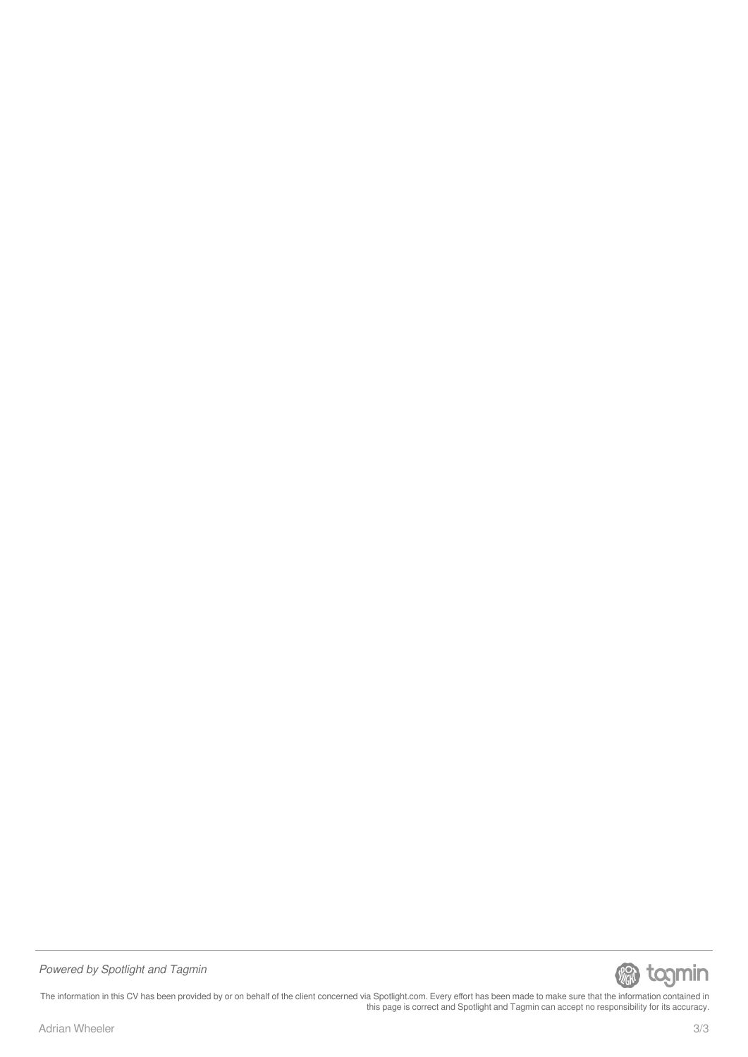*Powered by Spotlight and Tagmin*

The information in this CV has been provided by or on behalf of the client concerned via Spotlight.com. Every effort has been made to make sure that the information contained in this page is correct and Spotlight and Tagmin can accept no responsibility for its accuracy.